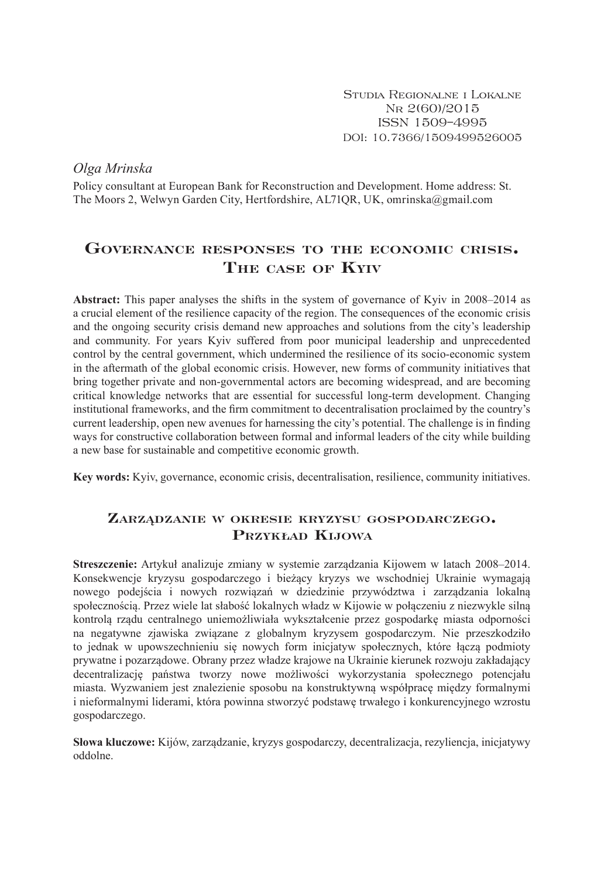Studia Regionalne i Lokalne
Nr 2(60)/2015
ISSN 1509-4995
DOI: 10.7366/1509499526005

*Olga Mrinska*

Policy consultant at European Bank for Reconstruction and Development. Home address: St. The Moors 2, Welwyn Garden City, Hertfordshire, AL71QR, UK, omrinska@gmail.com

# Governance responses to the economic crisis. The case of Kyiv

**Abstract:** This paper analyses the shifts in the system of governance of Kyiv in 2008–2014 as a crucial element of the resilience capacity of the region. The consequences of the economic crisis and the ongoing security crisis demand new approaches and solutions from the city's leadership and community. For years Kyiv suffered from poor municipal leadership and unprecedented control by the central government, which undermined the resilience of its socio-economic system in the aftermath of the global economic crisis. However, new forms of community initiatives that bring together private and non-governmental actors are becoming widespread, and are becoming critical knowledge networks that are essential for successful long-term development. Changing institutional frameworks, and the firm commitment to decentralisation proclaimed by the country's current leadership, open new avenues for harnessing the city's potential. The challenge is in finding ways for constructive collaboration between formal and informal leaders of the city while building a new base for sustainable and competitive economic growth.

**Key words:** Kyiv, governance, economic crisis, decentralisation, resilience, community initiatives.

# Zarządzanie w okresie kryzysu gospodarczego. Przykład Kijowa

**Streszczenie:** Artykuł analizuje zmiany w systemie zarządzania Kijowem w latach 2008–2014. Konsekwencje kryzysu gospodarczego i bieżący kryzys we wschodniej Ukrainie wymagają nowego podejścia i nowych rozwiązań w dziedzinie przywództwa i zarządzania lokalną społecznością. Przez wiele lat słabość lokalnych władz w Kijowie w połączeniu z niezwykle silną kontrolą rządu centralnego uniemożliwiała wykształcenie przez gospodarkę miasta odporności na negatywne zjawiska związane z globalnym kryzysem gospodarczym. Nie przeszkodziło to jednak w upowszechnieniu się nowych form inicjatyw społecznych, które łączą podmioty prywatne i pozarządowe. Obrany przez władze krajowe na Ukrainie kierunek rozwoju zakładający decentralizację państwa tworzy nowe możliwości wykorzystania społecznego potencjału miasta. Wyzwaniem jest znalezienie sposobu na konstruktywną współpracę między formalnymi i nieformalnymi liderami, która powinna stworzyć podstawę trwałego i konkurencyjnego wzrostu gospodarczego.

**Słowa kluczowe:** Kijów, zarządzanie, kryzys gospodarczy, decentralizacja, rezyliencja, inicjatywy oddolne.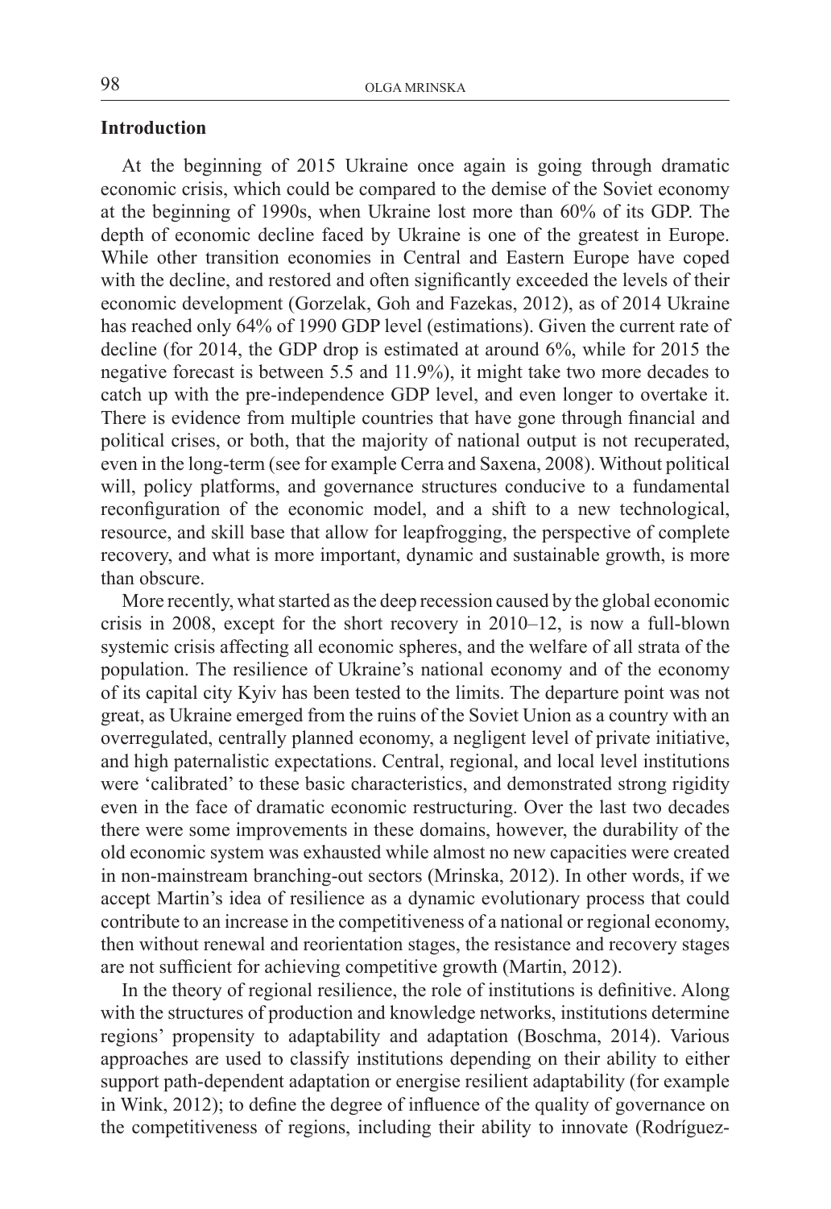## Introduction

At the beginning of 2015 Ukraine once again is going through dramatic economic crisis, which could be compared to the demise of the Soviet economy at the beginning of 1990s, when Ukraine lost more than 60% of its GDP. The depth of economic decline faced by Ukraine is one of the greatest in Europe. While other transition economies in Central and Eastern Europe have coped with the decline, and restored and often significantly exceeded the levels of their economic development (Gorzelak, Goh and Fazekas, 2012), as of 2014 Ukraine has reached only 64% of 1990 GDP level (estimations). Given the current rate of decline (for 2014, the GDP drop is estimated at around 6%, while for 2015 the negative forecast is between 5.5 and 11.9%), it might take two more decades to catch up with the pre-independence GDP level, and even longer to overtake it. There is evidence from multiple countries that have gone through financial and political crises, or both, that the majority of national output is not recuperated, even in the long-term (see for example Cerra and Saxena, 2008). Without political will, policy platforms, and governance structures conducive to a fundamental reconfiguration of the economic model, and a shift to a new technological, resource, and skill base that allow for leapfrogging, the perspective of complete recovery, and what is more important, dynamic and sustainable growth, is more than obscure.

More recently, what started as the deep recession caused by the global economic crisis in 2008, except for the short recovery in 2010–12, is now a full-blown systemic crisis affecting all economic spheres, and the welfare of all strata of the population. The resilience of Ukraine's national economy and of the economy of its capital city Kyiv has been tested to the limits. The departure point was not great, as Ukraine emerged from the ruins of the Soviet Union as a country with an overregulated, centrally planned economy, a negligent level of private initiative, and high paternalistic expectations. Central, regional, and local level institutions were 'calibrated' to these basic characteristics, and demonstrated strong rigidity even in the face of dramatic economic restructuring. Over the last two decades there were some improvements in these domains, however, the durability of the old economic system was exhausted while almost no new capacities were created in non-mainstream branching-out sectors (Mrinska, 2012). In other words, if we accept Martin's idea of resilience as a dynamic evolutionary process that could contribute to an increase in the competitiveness of a national or regional economy, then without renewal and reorientation stages, the resistance and recovery stages are not sufficient for achieving competitive growth (Martin, 2012).

In the theory of regional resilience, the role of institutions is definitive. Along with the structures of production and knowledge networks, institutions determine regions' propensity to adaptability and adaptation (Boschma, 2014). Various approaches are used to classify institutions depending on their ability to either support path-dependent adaptation or energise resilient adaptability (for example in Wink, 2012); to define the degree of influence of the quality of governance on the competitiveness of regions, including their ability to innovate (Rodríguez-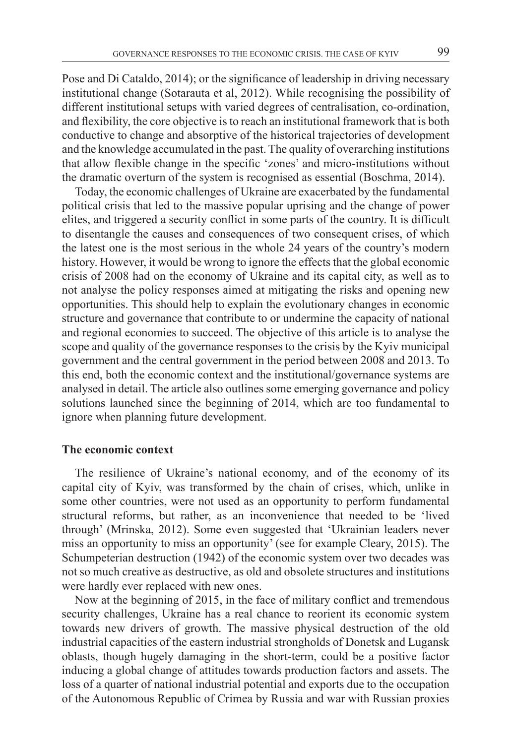Pose and Di Cataldo, 2014); or the significance of leadership in driving necessary institutional change (Sotarauta et al, 2012). While recognising the possibility of different institutional setups with varied degrees of centralisation, co-ordination, and flexibility, the core objective is to reach an institutional framework that is both conductive to change and absorptive of the historical trajectories of development and the knowledge accumulated in the past. The quality of overarching institutions that allow flexible change in the specific 'zones' and micro-institutions without the dramatic overturn of the system is recognised as essential (Boschma, 2014).

Today, the economic challenges of Ukraine are exacerbated by the fundamental political crisis that led to the massive popular uprising and the change of power elites, and triggered a security conflict in some parts of the country. It is difficult to disentangle the causes and consequences of two consequent crises, of which the latest one is the most serious in the whole 24 years of the country's modern history. However, it would be wrong to ignore the effects that the global economic crisis of 2008 had on the economy of Ukraine and its capital city, as well as to not analyse the policy responses aimed at mitigating the risks and opening new opportunities. This should help to explain the evolutionary changes in economic structure and governance that contribute to or undermine the capacity of national and regional economies to succeed. The objective of this article is to analyse the scope and quality of the governance responses to the crisis by the Kyiv municipal government and the central government in the period between 2008 and 2013. To this end, both the economic context and the institutional/governance systems are analysed in detail. The article also outlines some emerging governance and policy solutions launched since the beginning of 2014, which are too fundamental to ignore when planning future development.

## The economic context

The resilience of Ukraine's national economy, and of the economy of its capital city of Kyiv, was transformed by the chain of crises, which, unlike in some other countries, were not used as an opportunity to perform fundamental structural reforms, but rather, as an inconvenience that needed to be 'lived through' (Mrinska, 2012). Some even suggested that 'Ukrainian leaders never miss an opportunity to miss an opportunity' (see for example Cleary, 2015). The Schumpeterian destruction (1942) of the economic system over two decades was not so much creative as destructive, as old and obsolete structures and institutions were hardly ever replaced with new ones.

Now at the beginning of 2015, in the face of military conflict and tremendous security challenges, Ukraine has a real chance to reorient its economic system towards new drivers of growth. The massive physical destruction of the old industrial capacities of the eastern industrial strongholds of Donetsk and Lugansk oblasts, though hugely damaging in the short-term, could be a positive factor inducing a global change of attitudes towards production factors and assets. The loss of a quarter of national industrial potential and exports due to the occupation of the Autonomous Republic of Crimea by Russia and war with Russian proxies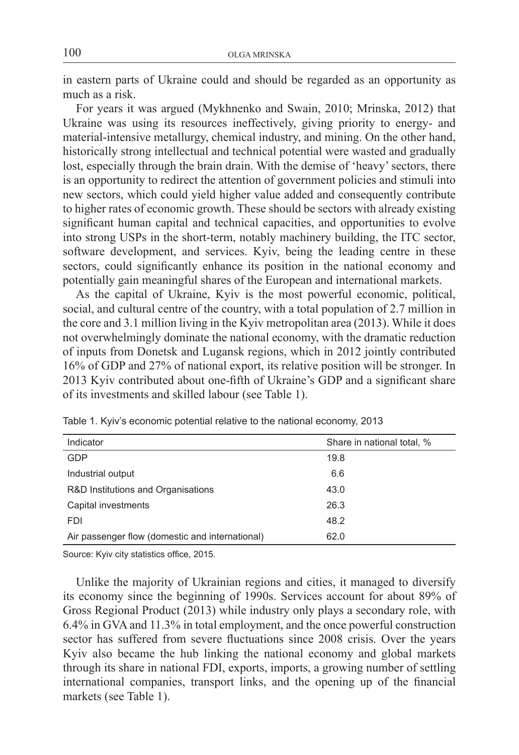in eastern parts of Ukraine could and should be regarded as an opportunity as much as a risk.

For years it was argued (Mykhnenko and Swain, 2010; Mrinska, 2012) that Ukraine was using its resources ineffectively, giving priority to energy- and material-intensive metallurgy, chemical industry, and mining. On the other hand, historically strong intellectual and technical potential were wasted and gradually lost, especially through the brain drain. With the demise of 'heavy' sectors, there is an opportunity to redirect the attention of government policies and stimuli into new sectors, which could yield higher value added and consequently contribute to higher rates of economic growth. These should be sectors with already existing significant human capital and technical capacities, and opportunities to evolve into strong USPs in the short-term, notably machinery building, the ITC sector, software development, and services. Kyiv, being the leading centre in these sectors, could significantly enhance its position in the national economy and potentially gain meaningful shares of the European and international markets.

As the capital of Ukraine, Kyiv is the most powerful economic, political, social, and cultural centre of the country, with a total population of 2.7 million in the core and 3.1 million living in the Kyiv metropolitan area (2013). While it does not overwhelmingly dominate the national economy, with the dramatic reduction of inputs from Donetsk and Lugansk regions, which in 2012 jointly contributed 16% of GDP and 27% of national export, its relative position will be stronger. In 2013 Kyiv contributed about one-fifth of Ukraine's GDP and a significant share of its investments and skilled labour (see Table 1).

Table 1. Kyiv's economic potential relative to the national economy, 2013

| Indicator | Share in national total, % |
|---|---|
| GDP | 19.8 |
| Industrial output | 6.6 |
| R&D Institutions and Organisations | 43.0 |
| Capital investments | 26.3 |
| FDI | 48.2 |
| Air passenger flow (domestic and international) | 62.0 |

Source: Kyiv city statistics office, 2015.

Unlike the majority of Ukrainian regions and cities, it managed to diversify its economy since the beginning of 1990s. Services account for about 89% of Gross Regional Product (2013) while industry only plays a secondary role, with 6.4% in GVA and 11.3% in total employment, and the once powerful construction sector has suffered from severe fluctuations since 2008 crisis. Over the years Kyiv also became the hub linking the national economy and global markets through its share in national FDI, exports, imports, a growing number of settling international companies, transport links, and the opening up of the financial markets (see Table 1).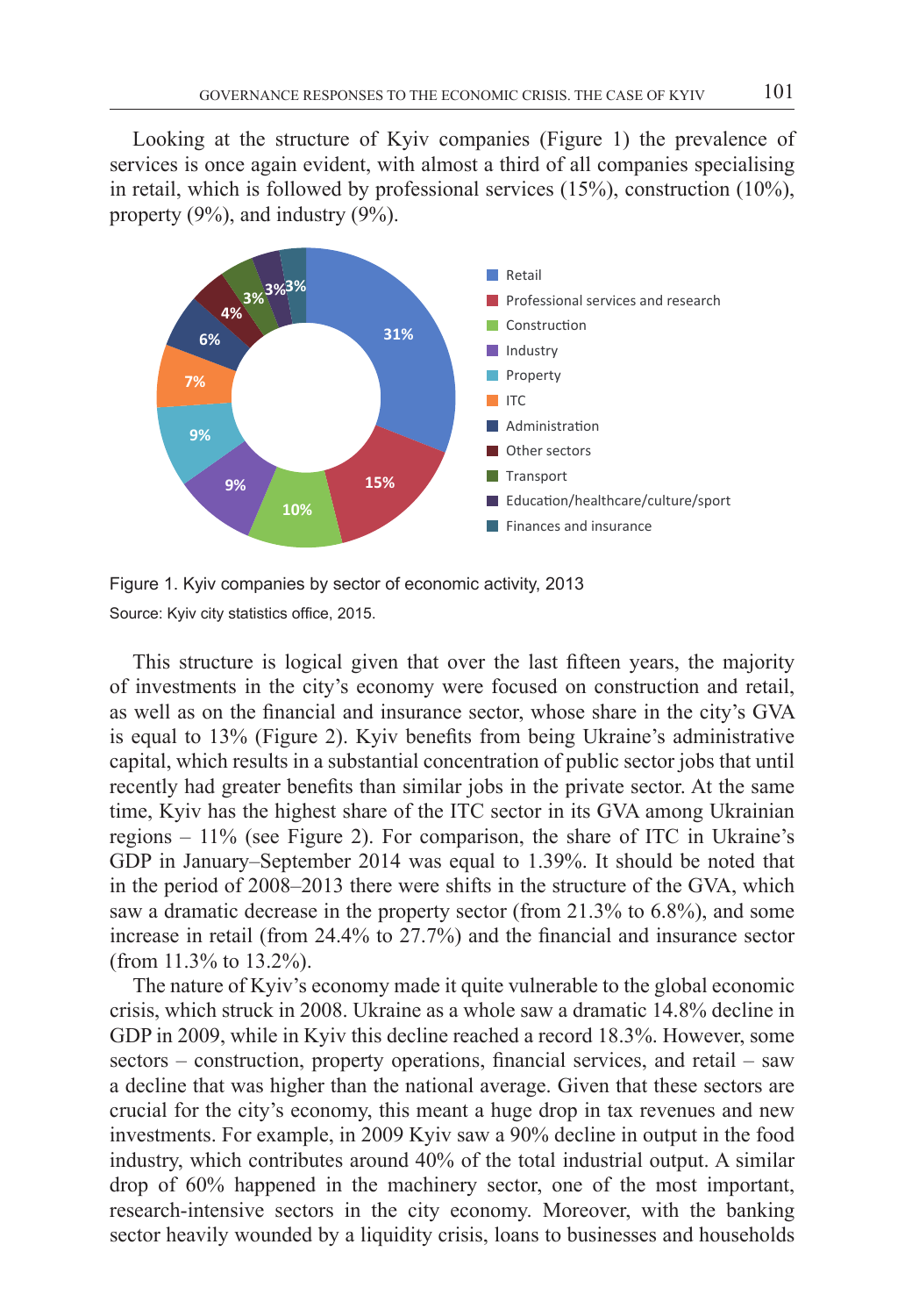Looking at the structure of Kyiv companies (Figure 1) the prevalence of services is once again evident, with almost a third of all companies specialising in retail, which is followed by professional services (15%), construction (10%), property (9%), and industry (9%).

Figure 1. Kyiv companies by sector of economic activity, 2013

Source: Kyiv city statistics office, 2015.

This structure is logical given that over the last fifteen years, the majority of investments in the city's economy were focused on construction and retail, as well as on the financial and insurance sector, whose share in the city's GVA is equal to 13% (Figure 2). Kyiv benefits from being Ukraine's administrative capital, which results in a substantial concentration of public sector jobs that until recently had greater benefits than similar jobs in the private sector. At the same time, Kyiv has the highest share of the ITC sector in its GVA among Ukrainian regions – 11% (see Figure 2). For comparison, the share of ITC in Ukraine's GDP in January–September 2014 was equal to 1.39%. It should be noted that in the period of 2008–2013 there were shifts in the structure of the GVA, which saw a dramatic decrease in the property sector (from 21.3% to 6.8%), and some increase in retail (from 24.4% to 27.7%) and the financial and insurance sector (from 11.3% to 13.2%).

The nature of Kyiv's economy made it quite vulnerable to the global economic crisis, which struck in 2008. Ukraine as a whole saw a dramatic 14.8% decline in GDP in 2009, while in Kyiv this decline reached a record 18.3%. However, some sectors – construction, property operations, financial services, and retail – saw a decline that was higher than the national average. Given that these sectors are crucial for the city's economy, this meant a huge drop in tax revenues and new investments. For example, in 2009 Kyiv saw a 90% decline in output in the food industry, which contributes around 40% of the total industrial output. A similar drop of 60% happened in the machinery sector, one of the most important, research-intensive sectors in the city economy. Moreover, with the banking sector heavily wounded by a liquidity crisis, loans to businesses and households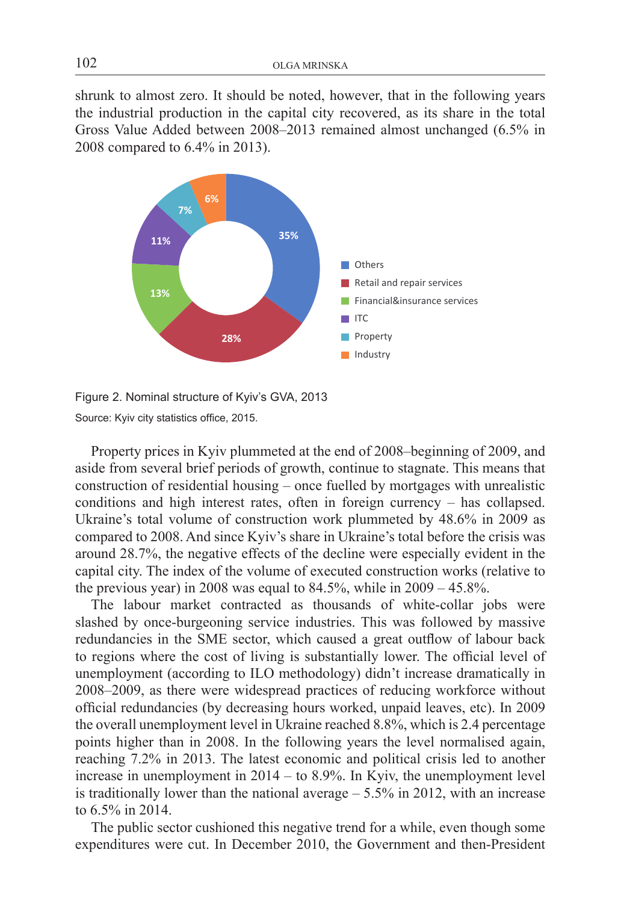shrunk to almost zero. It should be noted, however, that in the following years the industrial production in the capital city recovered, as its share in the total Gross Value Added between 2008–2013 remained almost unchanged (6.5% in 2008 compared to 6.4% in 2013).

Figure 2. Nominal structure of Kyiv's GVA, 2013

Source: Kyiv city statistics office, 2015.

Property prices in Kyiv plummeted at the end of 2008–beginning of 2009, and aside from several brief periods of growth, continue to stagnate. This means that construction of residential housing – once fuelled by mortgages with unrealistic conditions and high interest rates, often in foreign currency – has collapsed. Ukraine's total volume of construction work plummeted by 48.6% in 2009 as compared to 2008. And since Kyiv's share in Ukraine's total before the crisis was around 28.7%, the negative effects of the decline were especially evident in the capital city. The index of the volume of executed construction works (relative to the previous year) in 2008 was equal to 84.5%, while in 2009 – 45.8%.

The labour market contracted as thousands of white-collar jobs were slashed by once-burgeoning service industries. This was followed by massive redundancies in the SME sector, which caused a great outflow of labour back to regions where the cost of living is substantially lower. The official level of unemployment (according to ILO methodology) didn't increase dramatically in 2008–2009, as there were widespread practices of reducing workforce without official redundancies (by decreasing hours worked, unpaid leaves, etc). In 2009 the overall unemployment level in Ukraine reached 8.8%, which is 2.4 percentage points higher than in 2008. In the following years the level normalised again, reaching 7.2% in 2013. The latest economic and political crisis led to another increase in unemployment in 2014 – to 8.9%. In Kyiv, the unemployment level is traditionally lower than the national average – 5.5% in 2012, with an increase to 6.5% in 2014.

The public sector cushioned this negative trend for a while, even though some expenditures were cut. In December 2010, the Government and then-President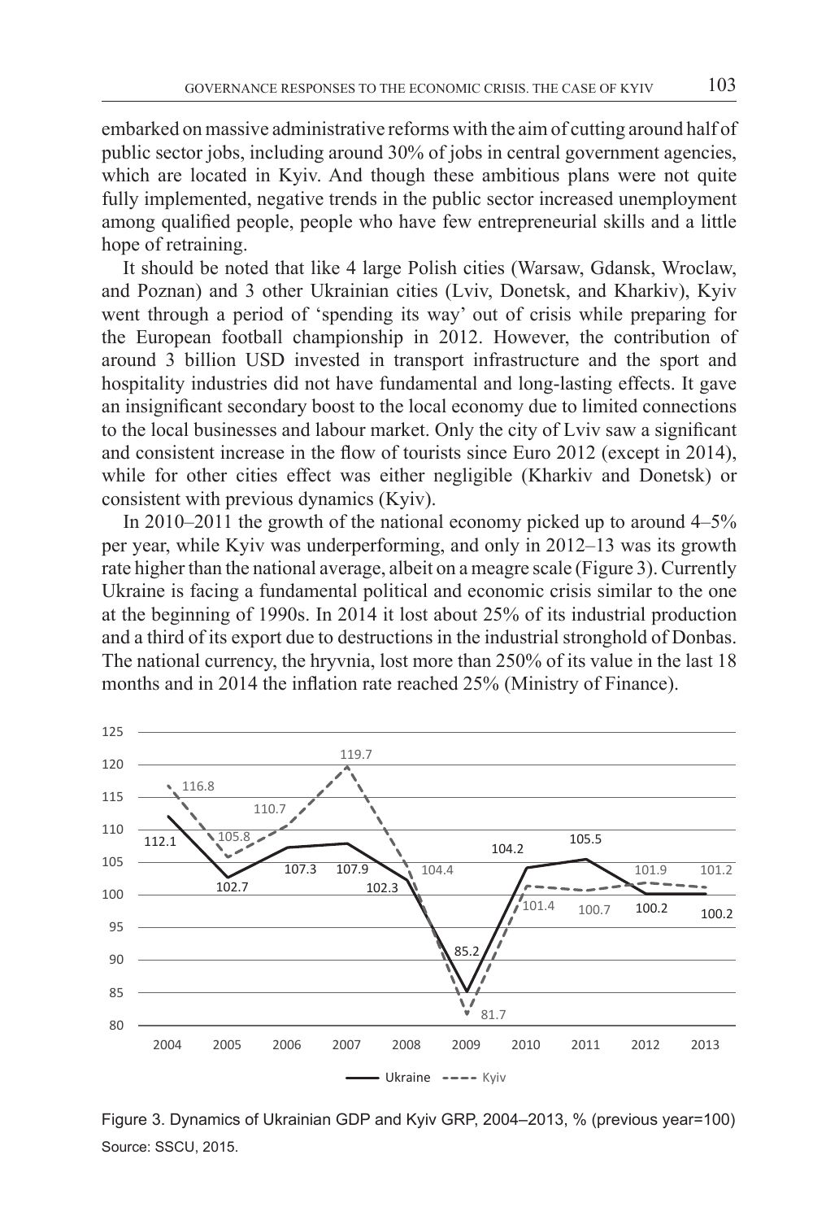embarked on massive administrative reforms with the aim of cutting around half of public sector jobs, including around 30% of jobs in central government agencies, which are located in Kyiv. And though these ambitious plans were not quite fully implemented, negative trends in the public sector increased unemployment among qualified people, people who have few entrepreneurial skills and a little hope of retraining.

It should be noted that like 4 large Polish cities (Warsaw, Gdansk, Wroclaw, and Poznan) and 3 other Ukrainian cities (Lviv, Donetsk, and Kharkiv), Kyiv went through a period of 'spending its way' out of crisis while preparing for the European football championship in 2012. However, the contribution of around 3 billion USD invested in transport infrastructure and the sport and hospitality industries did not have fundamental and long-lasting effects. It gave an insignificant secondary boost to the local economy due to limited connections to the local businesses and labour market. Only the city of Lviv saw a significant and consistent increase in the flow of tourists since Euro 2012 (except in 2014), while for other cities effect was either negligible (Kharkiv and Donetsk) or consistent with previous dynamics (Kyiv).

In 2010–2011 the growth of the national economy picked up to around 4–5% per year, while Kyiv was underperforming, and only in 2012–13 was its growth rate higher than the national average, albeit on a meagre scale (Figure 3). Currently Ukraine is facing a fundamental political and economic crisis similar to the one at the beginning of 1990s. In 2014 it lost about 25% of its industrial production and a third of its export due to destructions in the industrial stronghold of Donbas. The national currency, the hryvnia, lost more than 250% of its value in the last 18 months and in 2014 the inflation rate reached 25% (Ministry of Finance).

Figure 3. Dynamics of Ukrainian GDP and Kyiv GRP, 2004–2013, % (previous year=100)

Source: SSCU, 2015.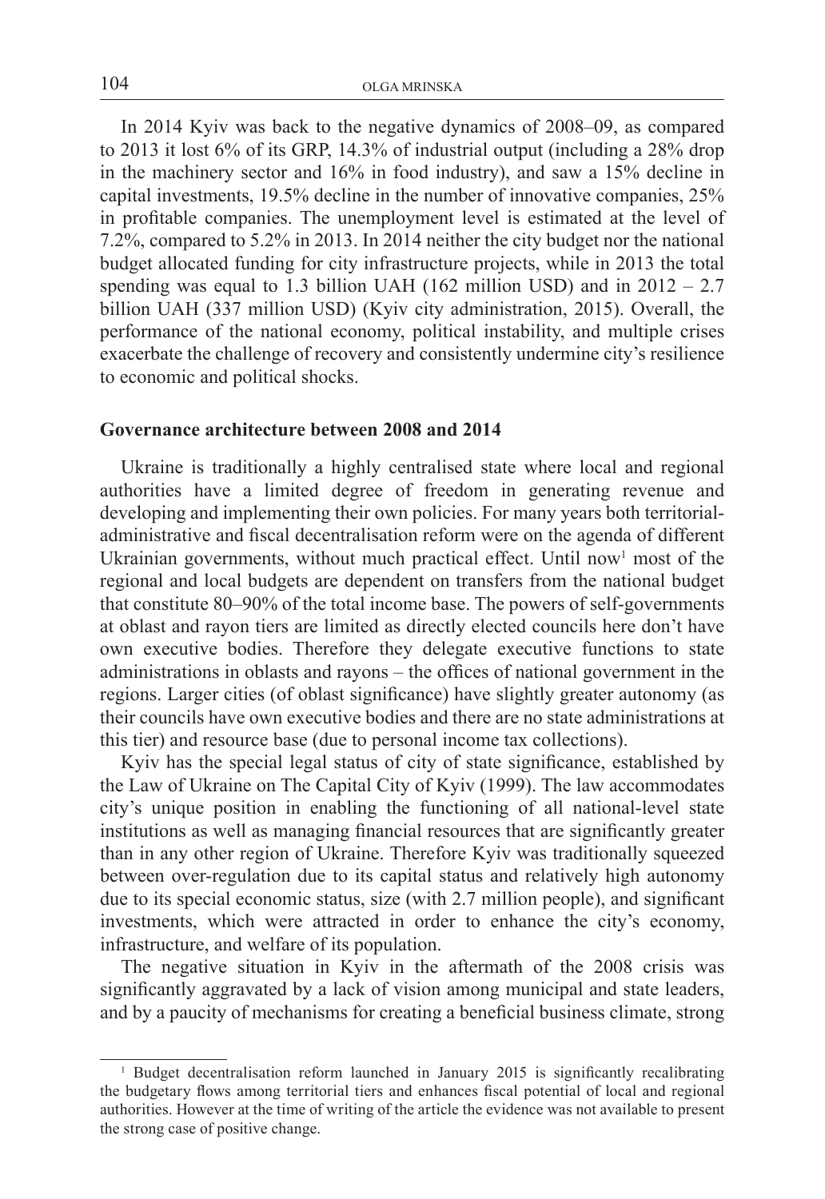In 2014 Kyiv was back to the negative dynamics of 2008–09, as compared to 2013 it lost 6% of its GRP, 14.3% of industrial output (including a 28% drop in the machinery sector and 16% in food industry), and saw a 15% decline in capital investments, 19.5% decline in the number of innovative companies, 25% in profitable companies. The unemployment level is estimated at the level of 7.2%, compared to 5.2% in 2013. In 2014 neither the city budget nor the national budget allocated funding for city infrastructure projects, while in 2013 the total spending was equal to 1.3 billion UAH (162 million USD) and in 2012 – 2.7 billion UAH (337 million USD) (Kyiv city administration, 2015). Overall, the performance of the national economy, political instability, and multiple crises exacerbate the challenge of recovery and consistently undermine city's resilience to economic and political shocks.

## Governance architecture between 2008 and 2014

Ukraine is traditionally a highly centralised state where local and regional authorities have a limited degree of freedom in generating revenue and developing and implementing their own policies. For many years both territorial-administrative and fiscal decentralisation reform were on the agenda of different Ukrainian governments, without much practical effect. Until now[1] most of the regional and local budgets are dependent on transfers from the national budget that constitute 80–90% of the total income base. The powers of self-governments at oblast and rayon tiers are limited as directly elected councils here don't have own executive bodies. Therefore they delegate executive functions to state administrations in oblasts and rayons – the offices of national government in the regions. Larger cities (of oblast significance) have slightly greater autonomy (as their councils have own executive bodies and there are no state administrations at this tier) and resource base (due to personal income tax collections).

Kyiv has the special legal status of city of state significance, established by the Law of Ukraine on The Capital City of Kyiv (1999). The law accommodates city's unique position in enabling the functioning of all national-level state institutions as well as managing financial resources that are significantly greater than in any other region of Ukraine. Therefore Kyiv was traditionally squeezed between over-regulation due to its capital status and relatively high autonomy due to its special economic status, size (with 2.7 million people), and significant investments, which were attracted in order to enhance the city's economy, infrastructure, and welfare of its population.

The negative situation in Kyiv in the aftermath of the 2008 crisis was significantly aggravated by a lack of vision among municipal and state leaders, and by a paucity of mechanisms for creating a beneficial business climate, strong

[1] Budget decentralisation reform launched in January 2015 is significantly recalibrating the budgetary flows among territorial tiers and enhances fiscal potential of local and regional authorities. However at the time of writing of the article the evidence was not available to present the strong case of positive change.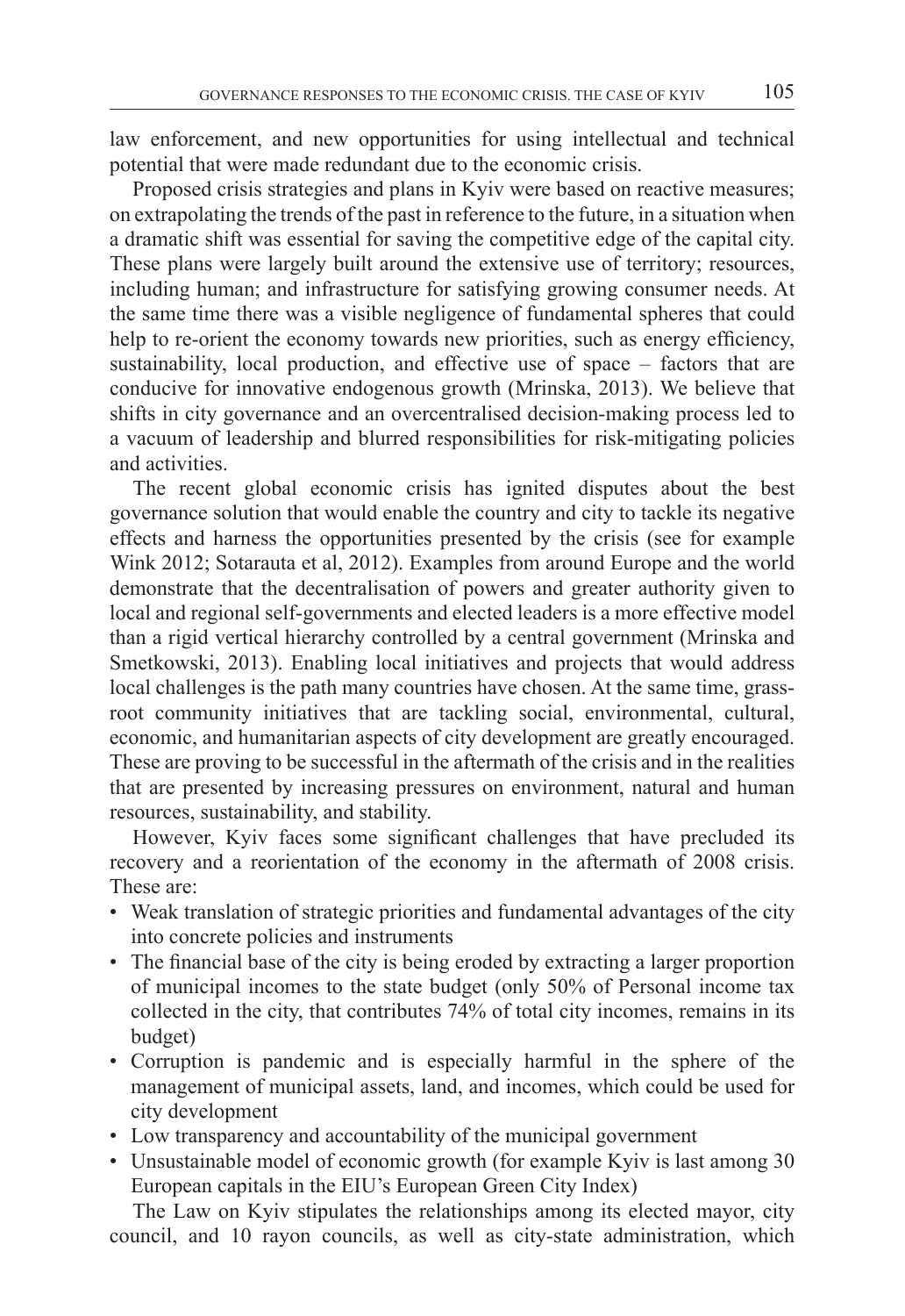law enforcement, and new opportunities for using intellectual and technical potential that were made redundant due to the economic crisis.

Proposed crisis strategies and plans in Kyiv were based on reactive measures; on extrapolating the trends of the past in reference to the future, in a situation when a dramatic shift was essential for saving the competitive edge of the capital city. These plans were largely built around the extensive use of territory; resources, including human; and infrastructure for satisfying growing consumer needs. At the same time there was a visible negligence of fundamental spheres that could help to re-orient the economy towards new priorities, such as energy efficiency, sustainability, local production, and effective use of space – factors that are conducive for innovative endogenous growth (Mrinska, 2013). We believe that shifts in city governance and an overcentralised decision-making process led to a vacuum of leadership and blurred responsibilities for risk-mitigating policies and activities.

The recent global economic crisis has ignited disputes about the best governance solution that would enable the country and city to tackle its negative effects and harness the opportunities presented by the crisis (see for example Wink 2012; Sotarauta et al, 2012). Examples from around Europe and the world demonstrate that the decentralisation of powers and greater authority given to local and regional self-governments and elected leaders is a more effective model than a rigid vertical hierarchy controlled by a central government (Mrinska and Smetkowski, 2013). Enabling local initiatives and projects that would address local challenges is the path many countries have chosen. At the same time, grass-root community initiatives that are tackling social, environmental, cultural, economic, and humanitarian aspects of city development are greatly encouraged. These are proving to be successful in the aftermath of the crisis and in the realities that are presented by increasing pressures on environment, natural and human resources, sustainability, and stability.

However, Kyiv faces some significant challenges that have precluded its recovery and a reorientation of the economy in the aftermath of 2008 crisis. These are:

- Weak translation of strategic priorities and fundamental advantages of the city into concrete policies and instruments
- The financial base of the city is being eroded by extracting a larger proportion of municipal incomes to the state budget (only 50% of Personal income tax collected in the city, that contributes 74% of total city incomes, remains in its budget)
- Corruption is pandemic and is especially harmful in the sphere of the management of municipal assets, land, and incomes, which could be used for city development
- Low transparency and accountability of the municipal government
- Unsustainable model of economic growth (for example Kyiv is last among 30 European capitals in the EIU's European Green City Index)

The Law on Kyiv stipulates the relationships among its elected mayor, city council, and 10 rayon councils, as well as city-state administration, which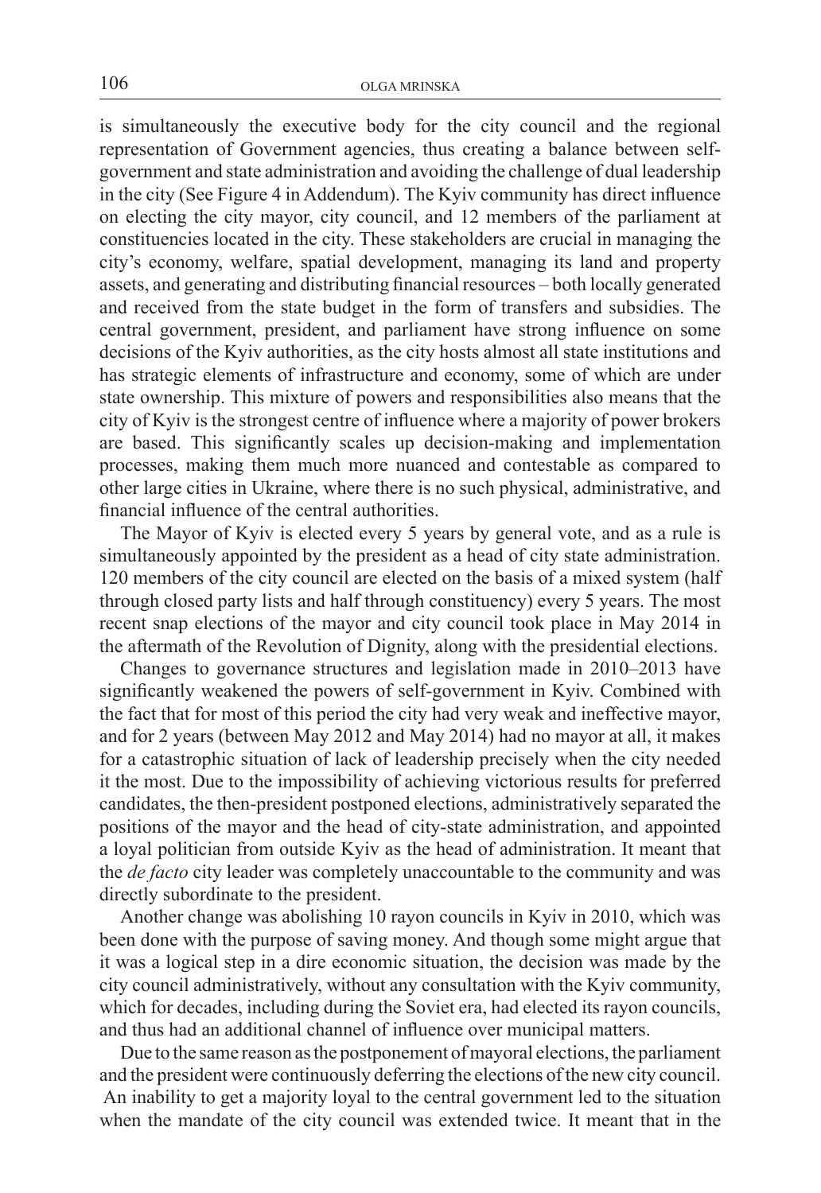is simultaneously the executive body for the city council and the regional representation of Government agencies, thus creating a balance between self-government and state administration and avoiding the challenge of dual leadership in the city (See Figure 4 in Addendum). The Kyiv community has direct influence on electing the city mayor, city council, and 12 members of the parliament at constituencies located in the city. These stakeholders are crucial in managing the city's economy, welfare, spatial development, managing its land and property assets, and generating and distributing financial resources – both locally generated and received from the state budget in the form of transfers and subsidies. The central government, president, and parliament have strong influence on some decisions of the Kyiv authorities, as the city hosts almost all state institutions and has strategic elements of infrastructure and economy, some of which are under state ownership. This mixture of powers and responsibilities also means that the city of Kyiv is the strongest centre of influence where a majority of power brokers are based. This significantly scales up decision-making and implementation processes, making them much more nuanced and contestable as compared to other large cities in Ukraine, where there is no such physical, administrative, and financial influence of the central authorities.

The Mayor of Kyiv is elected every 5 years by general vote, and as a rule is simultaneously appointed by the president as a head of city state administration. 120 members of the city council are elected on the basis of a mixed system (half through closed party lists and half through constituency) every 5 years. The most recent snap elections of the mayor and city council took place in May 2014 in the aftermath of the Revolution of Dignity, along with the presidential elections.

Changes to governance structures and legislation made in 2010–2013 have significantly weakened the powers of self-government in Kyiv. Combined with the fact that for most of this period the city had very weak and ineffective mayor, and for 2 years (between May 2012 and May 2014) had no mayor at all, it makes for a catastrophic situation of lack of leadership precisely when the city needed it the most. Due to the impossibility of achieving victorious results for preferred candidates, the then-president postponed elections, administratively separated the positions of the mayor and the head of city-state administration, and appointed a loyal politician from outside Kyiv as the head of administration. It meant that the *de facto* city leader was completely unaccountable to the community and was directly subordinate to the president.

Another change was abolishing 10 rayon councils in Kyiv in 2010, which was been done with the purpose of saving money. And though some might argue that it was a logical step in a dire economic situation, the decision was made by the city council administratively, without any consultation with the Kyiv community, which for decades, including during the Soviet era, had elected its rayon councils, and thus had an additional channel of influence over municipal matters.

Due to the same reason as the postponement of mayoral elections, the parliament and the president were continuously deferring the elections of the new city council. An inability to get a majority loyal to the central government led to the situation when the mandate of the city council was extended twice. It meant that in the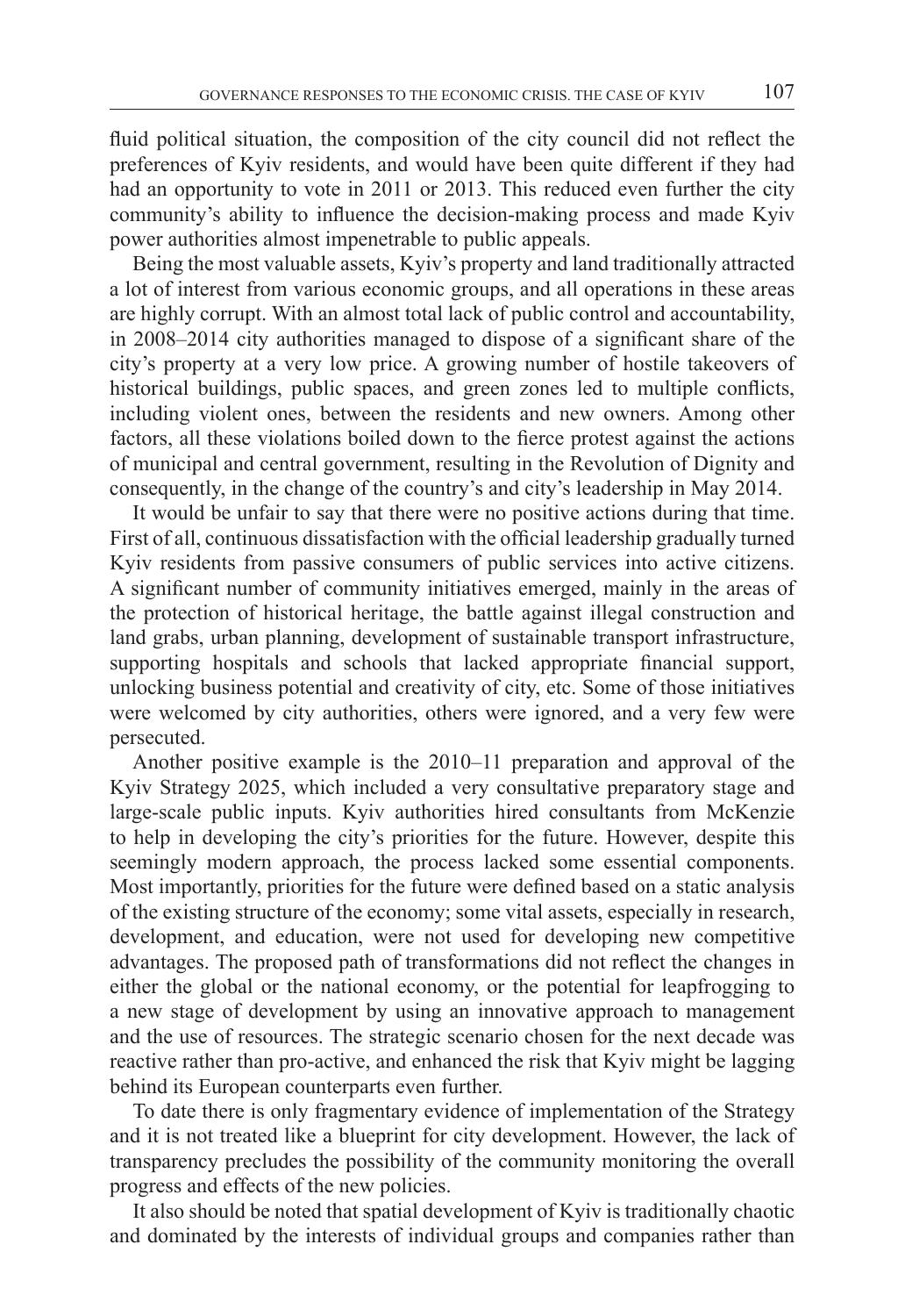fluid political situation, the composition of the city council did not reflect the preferences of Kyiv residents, and would have been quite different if they had had an opportunity to vote in 2011 or 2013. This reduced even further the city community's ability to influence the decision-making process and made Kyiv power authorities almost impenetrable to public appeals.

Being the most valuable assets, Kyiv's property and land traditionally attracted a lot of interest from various economic groups, and all operations in these areas are highly corrupt. With an almost total lack of public control and accountability, in 2008–2014 city authorities managed to dispose of a significant share of the city's property at a very low price. A growing number of hostile takeovers of historical buildings, public spaces, and green zones led to multiple conflicts, including violent ones, between the residents and new owners. Among other factors, all these violations boiled down to the fierce protest against the actions of municipal and central government, resulting in the Revolution of Dignity and consequently, in the change of the country's and city's leadership in May 2014.

It would be unfair to say that there were no positive actions during that time. First of all, continuous dissatisfaction with the official leadership gradually turned Kyiv residents from passive consumers of public services into active citizens. A significant number of community initiatives emerged, mainly in the areas of the protection of historical heritage, the battle against illegal construction and land grabs, urban planning, development of sustainable transport infrastructure, supporting hospitals and schools that lacked appropriate financial support, unlocking business potential and creativity of city, etc. Some of those initiatives were welcomed by city authorities, others were ignored, and a very few were persecuted.

Another positive example is the 2010–11 preparation and approval of the Kyiv Strategy 2025, which included a very consultative preparatory stage and large-scale public inputs. Kyiv authorities hired consultants from McKenzie to help in developing the city's priorities for the future. However, despite this seemingly modern approach, the process lacked some essential components. Most importantly, priorities for the future were defined based on a static analysis of the existing structure of the economy; some vital assets, especially in research, development, and education, were not used for developing new competitive advantages. The proposed path of transformations did not reflect the changes in either the global or the national economy, or the potential for leapfrogging to a new stage of development by using an innovative approach to management and the use of resources. The strategic scenario chosen for the next decade was reactive rather than pro-active, and enhanced the risk that Kyiv might be lagging behind its European counterparts even further.

To date there is only fragmentary evidence of implementation of the Strategy and it is not treated like a blueprint for city development. However, the lack of transparency precludes the possibility of the community monitoring the overall progress and effects of the new policies.

It also should be noted that spatial development of Kyiv is traditionally chaotic and dominated by the interests of individual groups and companies rather than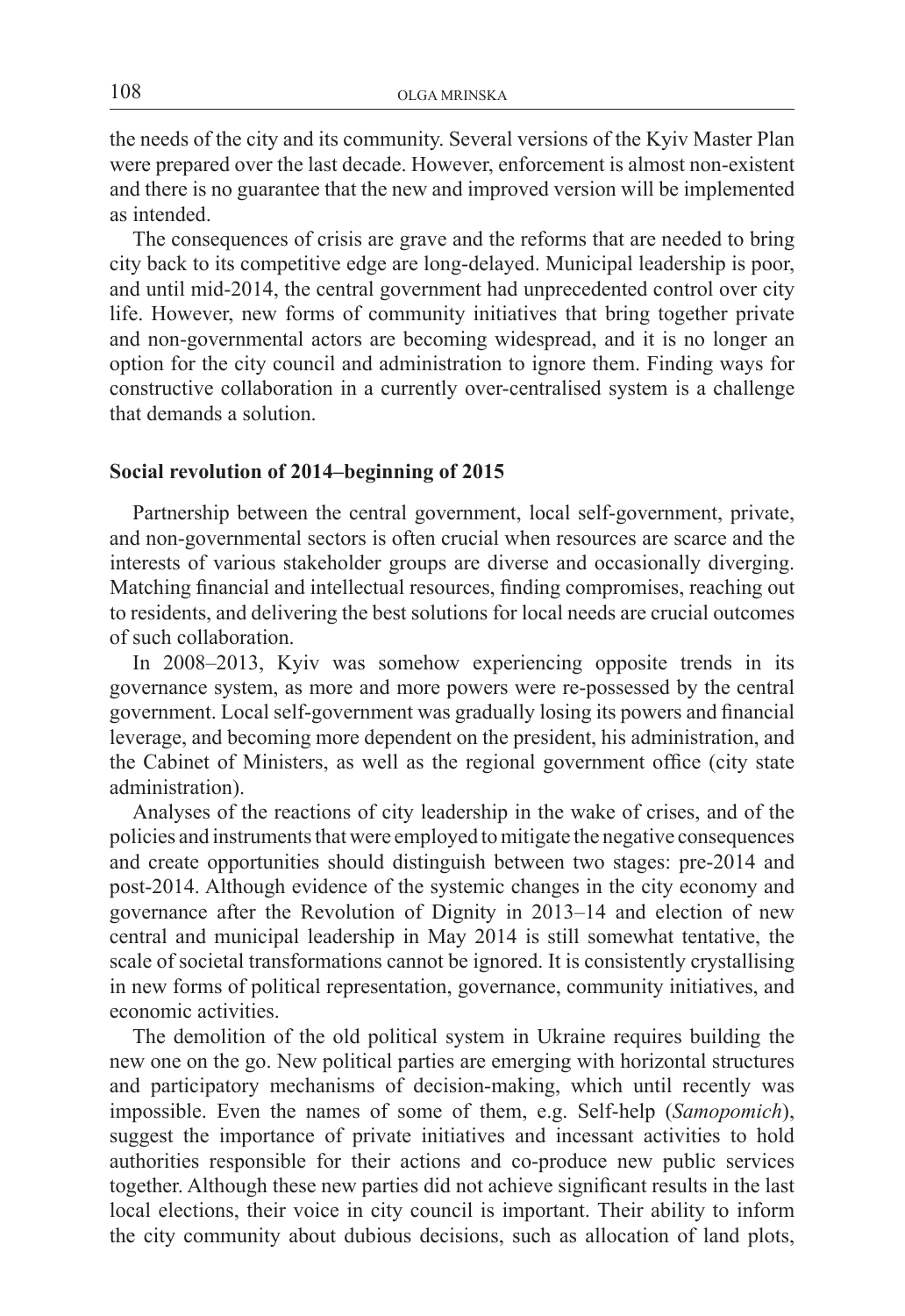the needs of the city and its community. Several versions of the Kyiv Master Plan were prepared over the last decade. However, enforcement is almost non-existent and there is no guarantee that the new and improved version will be implemented as intended.

The consequences of crisis are grave and the reforms that are needed to bring city back to its competitive edge are long-delayed. Municipal leadership is poor, and until mid-2014, the central government had unprecedented control over city life. However, new forms of community initiatives that bring together private and non-governmental actors are becoming widespread, and it is no longer an option for the city council and administration to ignore them. Finding ways for constructive collaboration in a currently over-centralised system is a challenge that demands a solution.

**Social revolution of 2014–beginning of 2015**

Partnership between the central government, local self-government, private, and non-governmental sectors is often crucial when resources are scarce and the interests of various stakeholder groups are diverse and occasionally diverging. Matching financial and intellectual resources, finding compromises, reaching out to residents, and delivering the best solutions for local needs are crucial outcomes of such collaboration.

In 2008–2013, Kyiv was somehow experiencing opposite trends in its governance system, as more and more powers were re-possessed by the central government. Local self-government was gradually losing its powers and financial leverage, and becoming more dependent on the president, his administration, and the Cabinet of Ministers, as well as the regional government office (city state administration).

Analyses of the reactions of city leadership in the wake of crises, and of the policies and instruments that were employed to mitigate the negative consequences and create opportunities should distinguish between two stages: pre-2014 and post-2014. Although evidence of the systemic changes in the city economy and governance after the Revolution of Dignity in 2013–14 and election of new central and municipal leadership in May 2014 is still somewhat tentative, the scale of societal transformations cannot be ignored. It is consistently crystallising in new forms of political representation, governance, community initiatives, and economic activities.

The demolition of the old political system in Ukraine requires building the new one on the go. New political parties are emerging with horizontal structures and participatory mechanisms of decision-making, which until recently was impossible. Even the names of some of them, e.g. Self-help (*Samopomich*), suggest the importance of private initiatives and incessant activities to hold authorities responsible for their actions and co-produce new public services together. Although these new parties did not achieve significant results in the last local elections, their voice in city council is important. Their ability to inform the city community about dubious decisions, such as allocation of land plots,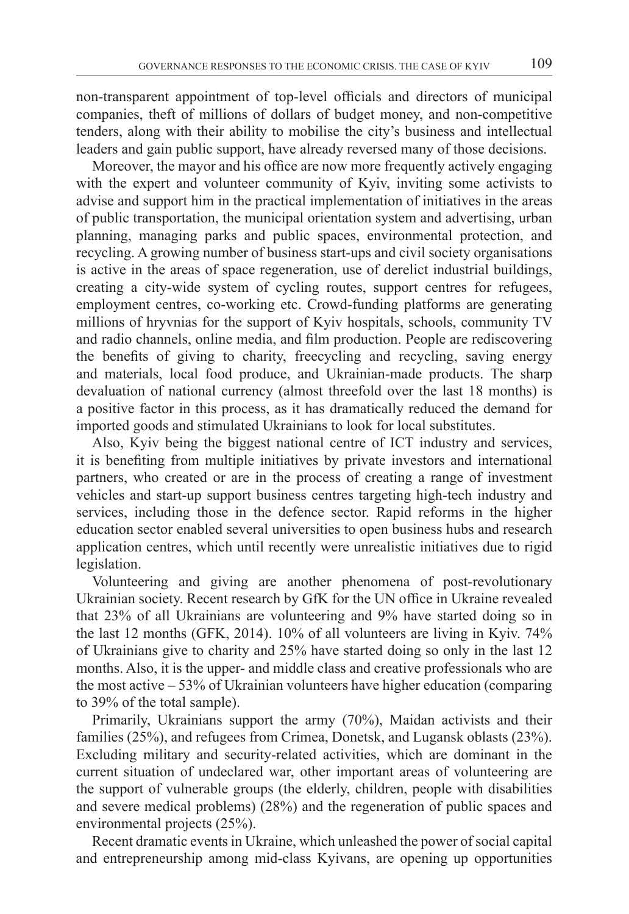non-transparent appointment of top-level officials and directors of municipal companies, theft of millions of dollars of budget money, and non-competitive tenders, along with their ability to mobilise the city's business and intellectual leaders and gain public support, have already reversed many of those decisions.

Moreover, the mayor and his office are now more frequently actively engaging with the expert and volunteer community of Kyiv, inviting some activists to advise and support him in the practical implementation of initiatives in the areas of public transportation, the municipal orientation system and advertising, urban planning, managing parks and public spaces, environmental protection, and recycling. A growing number of business start-ups and civil society organisations is active in the areas of space regeneration, use of derelict industrial buildings, creating a city-wide system of cycling routes, support centres for refugees, employment centres, co-working etc. Crowd-funding platforms are generating millions of hryvnias for the support of Kyiv hospitals, schools, community TV and radio channels, online media, and film production. People are rediscovering the benefits of giving to charity, freecycling and recycling, saving energy and materials, local food produce, and Ukrainian-made products. The sharp devaluation of national currency (almost threefold over the last 18 months) is a positive factor in this process, as it has dramatically reduced the demand for imported goods and stimulated Ukrainians to look for local substitutes.

Also, Kyiv being the biggest national centre of ICT industry and services, it is benefiting from multiple initiatives by private investors and international partners, who created or are in the process of creating a range of investment vehicles and start-up support business centres targeting high-tech industry and services, including those in the defence sector. Rapid reforms in the higher education sector enabled several universities to open business hubs and research application centres, which until recently were unrealistic initiatives due to rigid legislation.

Volunteering and giving are another phenomena of post-revolutionary Ukrainian society. Recent research by GfK for the UN office in Ukraine revealed that 23% of all Ukrainians are volunteering and 9% have started doing so in the last 12 months (GFK, 2014). 10% of all volunteers are living in Kyiv. 74% of Ukrainians give to charity and 25% have started doing so only in the last 12 months. Also, it is the upper- and middle class and creative professionals who are the most active – 53% of Ukrainian volunteers have higher education (comparing to 39% of the total sample).

Primarily, Ukrainians support the army (70%), Maidan activists and their families (25%), and refugees from Crimea, Donetsk, and Lugansk oblasts (23%). Excluding military and security-related activities, which are dominant in the current situation of undeclared war, other important areas of volunteering are the support of vulnerable groups (the elderly, children, people with disabilities and severe medical problems) (28%) and the regeneration of public spaces and environmental projects (25%).

Recent dramatic events in Ukraine, which unleashed the power of social capital and entrepreneurship among mid-class Kyivans, are opening up opportunities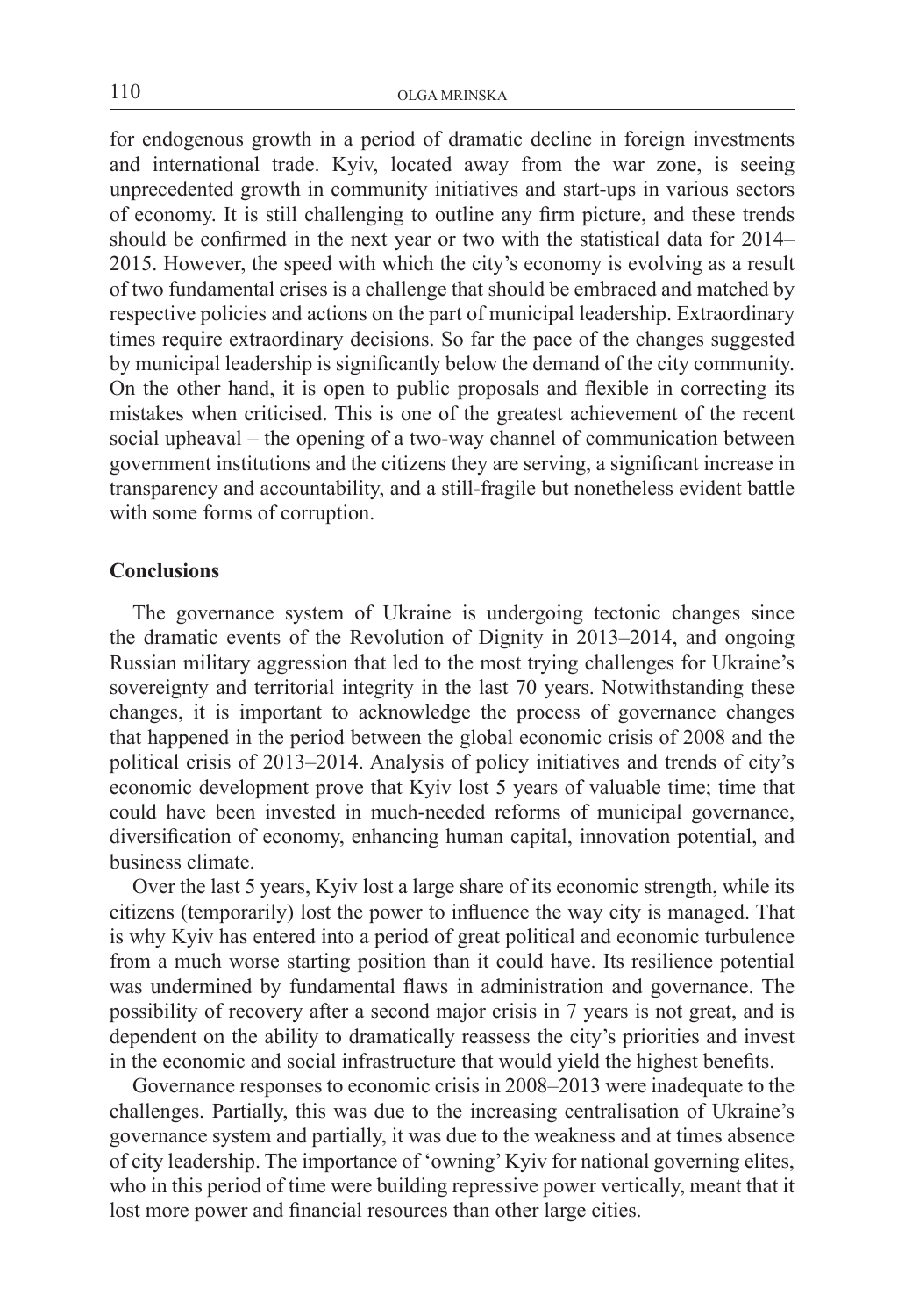for endogenous growth in a period of dramatic decline in foreign investments and international trade. Kyiv, located away from the war zone, is seeing unprecedented growth in community initiatives and start-ups in various sectors of economy. It is still challenging to outline any firm picture, and these trends should be confirmed in the next year or two with the statistical data for 2014–2015. However, the speed with which the city's economy is evolving as a result of two fundamental crises is a challenge that should be embraced and matched by respective policies and actions on the part of municipal leadership. Extraordinary times require extraordinary decisions. So far the pace of the changes suggested by municipal leadership is significantly below the demand of the city community. On the other hand, it is open to public proposals and flexible in correcting its mistakes when criticised. This is one of the greatest achievement of the recent social upheaval – the opening of a two-way channel of communication between government institutions and the citizens they are serving, a significant increase in transparency and accountability, and a still-fragile but nonetheless evident battle with some forms of corruption.

## Conclusions

The governance system of Ukraine is undergoing tectonic changes since the dramatic events of the Revolution of Dignity in 2013–2014, and ongoing Russian military aggression that led to the most trying challenges for Ukraine's sovereignty and territorial integrity in the last 70 years. Notwithstanding these changes, it is important to acknowledge the process of governance changes that happened in the period between the global economic crisis of 2008 and the political crisis of 2013–2014. Analysis of policy initiatives and trends of city's economic development prove that Kyiv lost 5 years of valuable time; time that could have been invested in much-needed reforms of municipal governance, diversification of economy, enhancing human capital, innovation potential, and business climate.

Over the last 5 years, Kyiv lost a large share of its economic strength, while its citizens (temporarily) lost the power to influence the way city is managed. That is why Kyiv has entered into a period of great political and economic turbulence from a much worse starting position than it could have. Its resilience potential was undermined by fundamental flaws in administration and governance. The possibility of recovery after a second major crisis in 7 years is not great, and is dependent on the ability to dramatically reassess the city's priorities and invest in the economic and social infrastructure that would yield the highest benefits.

Governance responses to economic crisis in 2008–2013 were inadequate to the challenges. Partially, this was due to the increasing centralisation of Ukraine's governance system and partially, it was due to the weakness and at times absence of city leadership. The importance of 'owning' Kyiv for national governing elites, who in this period of time were building repressive power vertically, meant that it lost more power and financial resources than other large cities.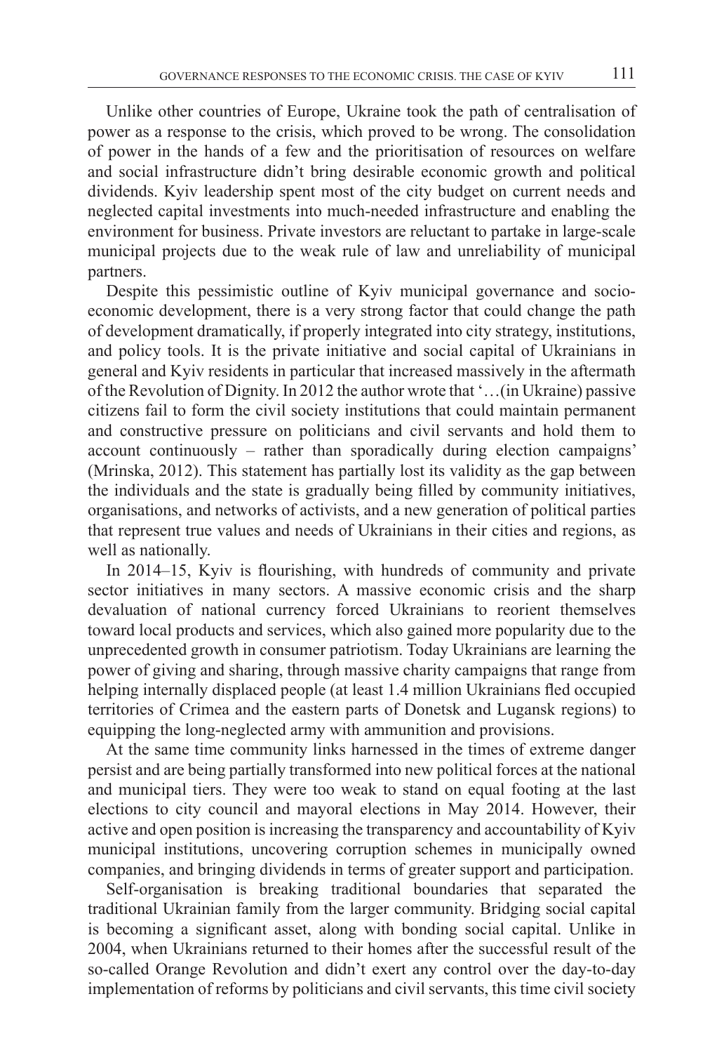Unlike other countries of Europe, Ukraine took the path of centralisation of power as a response to the crisis, which proved to be wrong. The consolidation of power in the hands of a few and the prioritisation of resources on welfare and social infrastructure didn't bring desirable economic growth and political dividends. Kyiv leadership spent most of the city budget on current needs and neglected capital investments into much-needed infrastructure and enabling the environment for business. Private investors are reluctant to partake in large-scale municipal projects due to the weak rule of law and unreliability of municipal partners.

Despite this pessimistic outline of Kyiv municipal governance and socio-economic development, there is a very strong factor that could change the path of development dramatically, if properly integrated into city strategy, institutions, and policy tools. It is the private initiative and social capital of Ukrainians in general and Kyiv residents in particular that increased massively in the aftermath of the Revolution of Dignity. In 2012 the author wrote that '…(in Ukraine) passive citizens fail to form the civil society institutions that could maintain permanent and constructive pressure on politicians and civil servants and hold them to account continuously – rather than sporadically during election campaigns' (Mrinska, 2012). This statement has partially lost its validity as the gap between the individuals and the state is gradually being filled by community initiatives, organisations, and networks of activists, and a new generation of political parties that represent true values and needs of Ukrainians in their cities and regions, as well as nationally.

In 2014–15, Kyiv is flourishing, with hundreds of community and private sector initiatives in many sectors. A massive economic crisis and the sharp devaluation of national currency forced Ukrainians to reorient themselves toward local products and services, which also gained more popularity due to the unprecedented growth in consumer patriotism. Today Ukrainians are learning the power of giving and sharing, through massive charity campaigns that range from helping internally displaced people (at least 1.4 million Ukrainians fled occupied territories of Crimea and the eastern parts of Donetsk and Lugansk regions) to equipping the long-neglected army with ammunition and provisions.

At the same time community links harnessed in the times of extreme danger persist and are being partially transformed into new political forces at the national and municipal tiers. They were too weak to stand on equal footing at the last elections to city council and mayoral elections in May 2014. However, their active and open position is increasing the transparency and accountability of Kyiv municipal institutions, uncovering corruption schemes in municipally owned companies, and bringing dividends in terms of greater support and participation.

Self-organisation is breaking traditional boundaries that separated the traditional Ukrainian family from the larger community. Bridging social capital is becoming a significant asset, along with bonding social capital. Unlike in 2004, when Ukrainians returned to their homes after the successful result of the so-called Orange Revolution and didn't exert any control over the day-to-day implementation of reforms by politicians and civil servants, this time civil society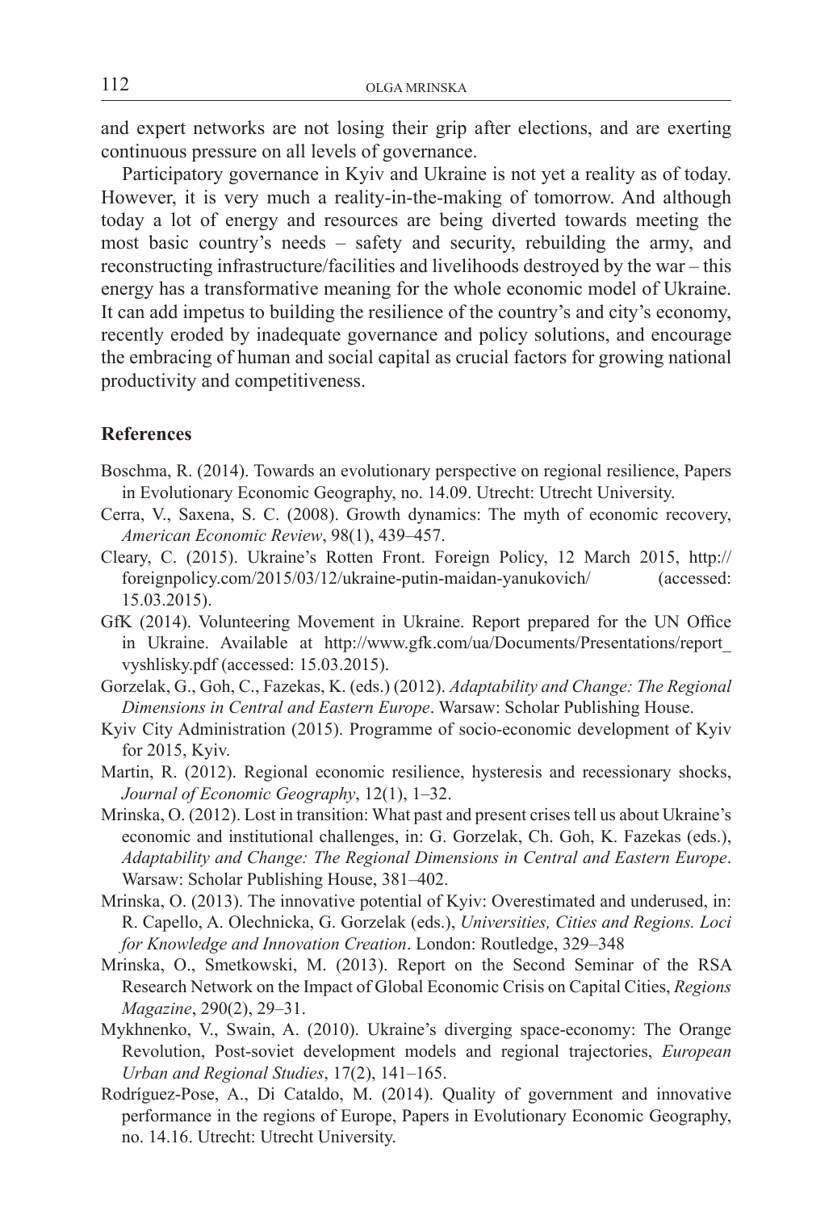and expert networks are not losing their grip after elections, and are exerting continuous pressure on all levels of governance.

Participatory governance in Kyiv and Ukraine is not yet a reality as of today. However, it is very much a reality-in-the-making of tomorrow. And although today a lot of energy and resources are being diverted towards meeting the most basic country's needs – safety and security, rebuilding the army, and reconstructing infrastructure/facilities and livelihoods destroyed by the war – this energy has a transformative meaning for the whole economic model of Ukraine. It can add impetus to building the resilience of the country's and city's economy, recently eroded by inadequate governance and policy solutions, and encourage the embracing of human and social capital as crucial factors for growing national productivity and competitiveness.

## References

Boschma, R. (2014). Towards an evolutionary perspective on regional resilience, Papers in Evolutionary Economic Geography, no. 14.09. Utrecht: Utrecht University.

Cerra, V., Saxena, S. C. (2008). Growth dynamics: The myth of economic recovery, *American Economic Review*, 98(1), 439–457.

Cleary, C. (2015). Ukraine's Rotten Front. Foreign Policy, 12 March 2015, http://foreignpolicy.com/2015/03/12/ukraine-putin-maidan-yanukovich/ (accessed: 15.03.2015).

GfK (2014). Volunteering Movement in Ukraine. Report prepared for the UN Office in Ukraine. Available at http://www.gfk.com/ua/Documents/Presentations/report_vyshlisky.pdf (accessed: 15.03.2015).

Gorzelak, G., Goh, C., Fazekas, K. (eds.) (2012). *Adaptability and Change: The Regional Dimensions in Central and Eastern Europe*. Warsaw: Scholar Publishing House.

Kyiv City Administration (2015). Programme of socio-economic development of Kyiv for 2015, Kyiv.

Martin, R. (2012). Regional economic resilience, hysteresis and recessionary shocks, *Journal of Economic Geography*, 12(1), 1–32.

Mrinska, O. (2012). Lost in transition: What past and present crises tell us about Ukraine's economic and institutional challenges, in: G. Gorzelak, Ch. Goh, K. Fazekas (eds.), *Adaptability and Change: The Regional Dimensions in Central and Eastern Europe*. Warsaw: Scholar Publishing House, 381–402.

Mrinska, O. (2013). The innovative potential of Kyiv: Overestimated and underused, in: R. Capello, A. Olechnicka, G. Gorzelak (eds.), *Universities, Cities and Regions. Loci for Knowledge and Innovation Creation*. London: Routledge, 329–348

Mrinska, O., Smetkowski, M. (2013). Report on the Second Seminar of the RSA Research Network on the Impact of Global Economic Crisis on Capital Cities, *Regions Magazine*, 290(2), 29–31.

Mykhnenko, V., Swain, A. (2010). Ukraine's diverging space-economy: The Orange Revolution, Post-soviet development models and regional trajectories, *European Urban and Regional Studies*, 17(2), 141–165.

Rodríguez-Pose, A., Di Cataldo, M. (2014). Quality of government and innovative performance in the regions of Europe, Papers in Evolutionary Economic Geography, no. 14.16. Utrecht: Utrecht University.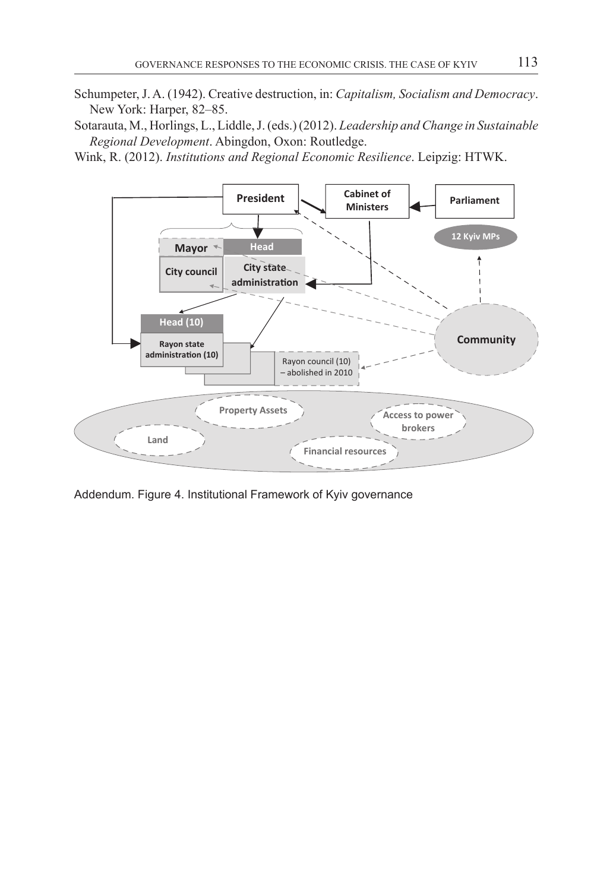Schumpeter, J. A. (1942). Creative destruction, in: *Capitalism, Socialism and Democracy*. New York: Harper, 82–85.

Sotarauta, M., Horlings, L., Liddle, J. (eds.) (2012). *Leadership and Change in Sustainable Regional Development*. Abingdon, Oxon: Routledge.

Wink, R. (2012). *Institutions and Regional Economic Resilience*. Leipzig: HTWK.

President

Cabinet of Ministers

Parliament

12 Kyiv MPs

Mayor

Head

City council

City state administration

Head (10)

Rayon state administration (10)

Rayon council (10) – abolished in 2010

Community

Property Assets

Access to power brokers

Land

Financial resources

Addendum. Figure 4. Institutional Framework of Kyiv governance